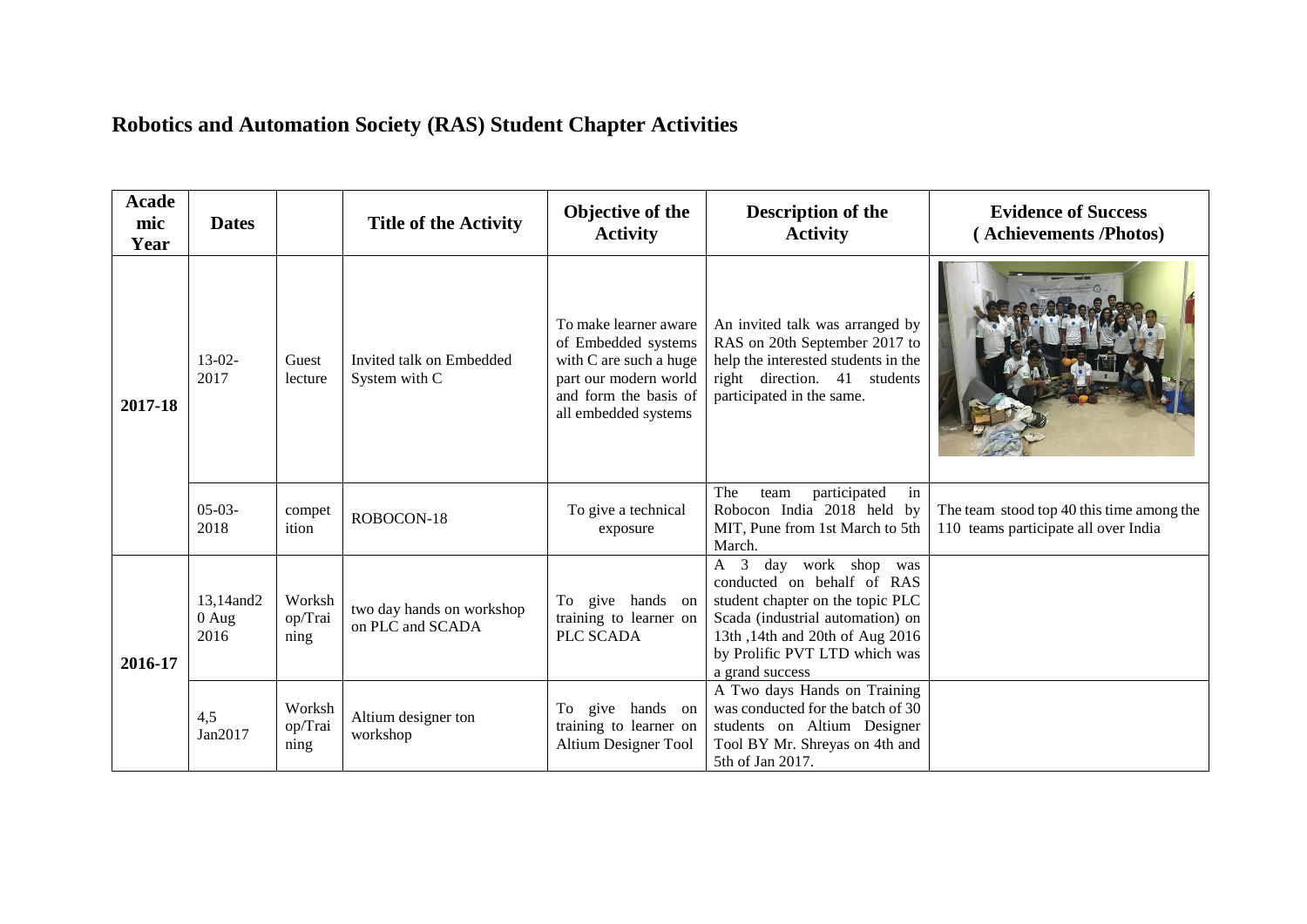# Robotics and Automation Society (RAS) Student Chapter Activities

| Academic Year | Dates | | Title of the Activity | Objective of the Activity | Description of the Activity | Evidence of Success (Achievements /Photos) |
|---|---|---|---|---|---|---|
| 2017-18 | 13-02-2017 | Guest lecture | Invited talk on Embedded System with C | To make learner aware of Embedded systems with C are such a huge part our modern world and form the basis of all embedded systems | An invited talk was arranged by RAS on 20th September 2017 to help the interested students in the right direction. 41 students participated in the same. | |
| | 05-03-2018 | competition | ROBOCON-18 | To give a technical exposure | The team participated in Robocon India 2018 held by MIT, Pune from 1st March to 5th March. | The team stood top 40 this time among the 110 teams participate all over India |
| 2016-17 | 13,14and20 Aug 2016 | Workshop/Training | two day hands on workshop on PLC and SCADA | To give hands on training to learner on PLC SCADA | A 3 day work shop was conducted on behalf of RAS student chapter on the topic PLC Scada (industrial automation) on 13th ,14th and 20th of Aug 2016 by Prolific PVT LTD which was a grand success | |
| | 4,5 Jan2017 | Workshop/Training | Altium designer ton workshop | To give hands on training to learner on Altium Designer Tool | A Two days Hands on Training was conducted for the batch of 30 students on Altium Designer Tool BY Mr. Shreyas on 4th and 5th of Jan 2017. | |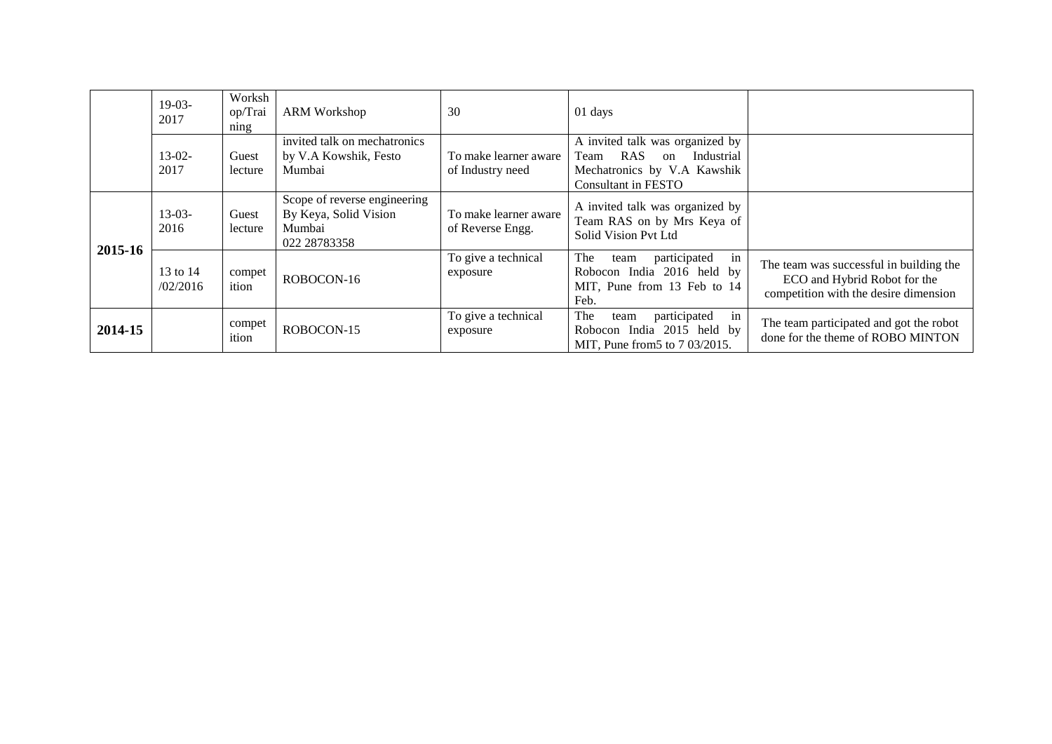| | | | | | | |
|---|---|---|---|---|---|---|
| | 19-03-2017 | Workshop/Training | ARM Workshop | 30 | 01 days | |
| | 13-02-2017 | Guest lecture | invited talk on mechatronics by V.A Kowshik, Festo Mumbai | To make learner aware of Industry need | A invited talk was organized by Team RAS on Industrial Mechatronics by V.A Kawshik Consultant in FESTO | |
| **2015-16** | 13-03-2016 | Guest lecture | Scope of reverse engineering By Keya, Solid Vision Mumbai 022 28783358 | To make learner aware of Reverse Engg. | A invited talk was organized by Team RAS on by Mrs Keya of Solid Vision Pvt Ltd | |
| | 13 to 14 /02/2016 | competition | ROBOCON-16 | To give a technical exposure | The team participated in Robocon India 2016 held by MIT, Pune from 13 Feb to 14 Feb. | The team was successful in building the ECO and Hybrid Robot for the competition with the desire dimension |
| **2014-15** | | competition | ROBOCON-15 | To give a technical exposure | The team participated in Robocon India 2015 held by MIT, Pune from5 to 7 03/2015. | The team participated and got the robot done for the theme of ROBO MINTON |